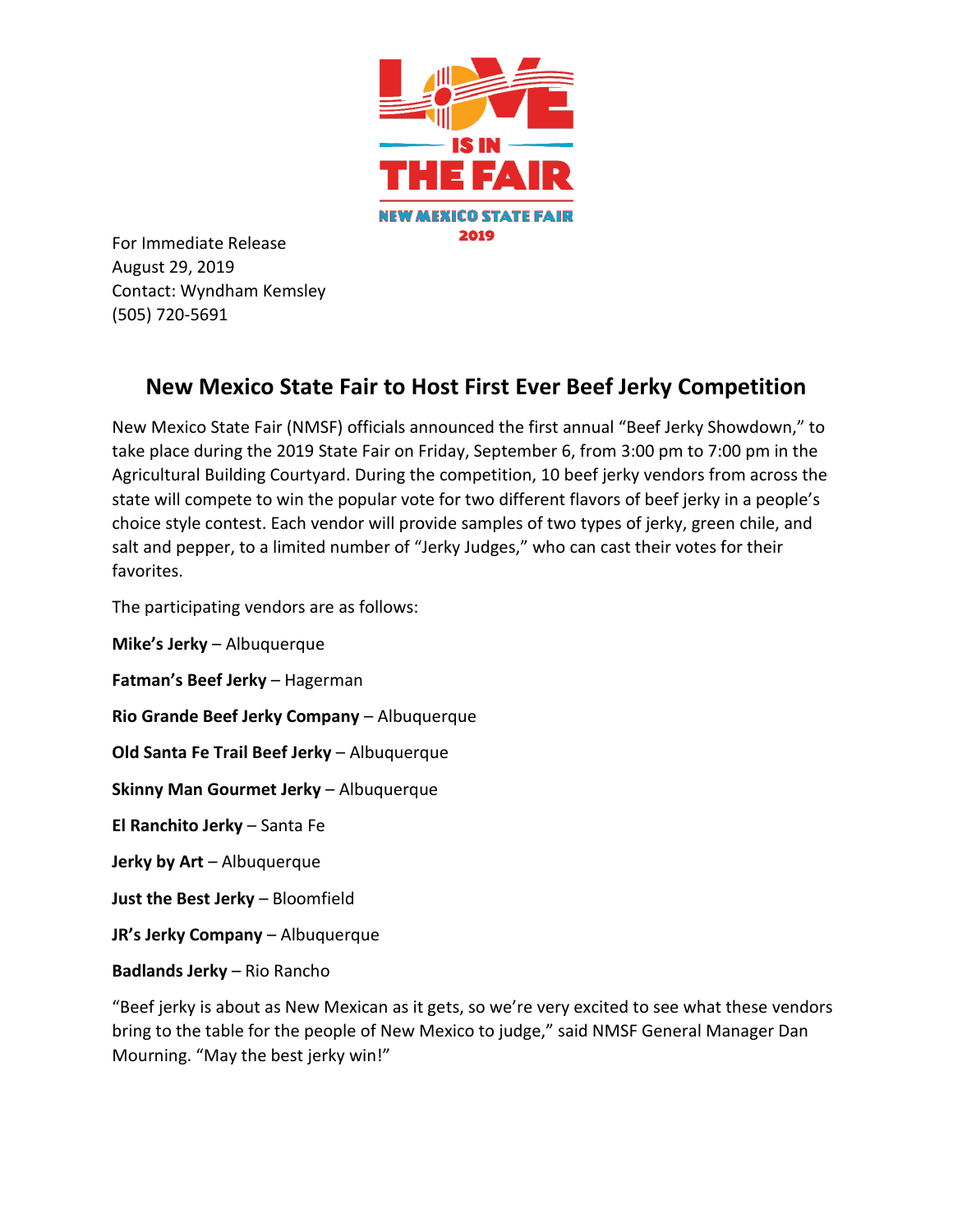LOVE IS IN THE FAIR

NEW MEXICO STATE FAIR

2019

For Immediate Release
August 29, 2019
Contact: Wyndham Kemsley
(505) 720-5691

## New Mexico State Fair to Host First Ever Beef Jerky Competition

New Mexico State Fair (NMSF) officials announced the first annual "Beef Jerky Showdown," to take place during the 2019 State Fair on Friday, September 6, from 3:00 pm to 7:00 pm in the Agricultural Building Courtyard. During the competition, 10 beef jerky vendors from across the state will compete to win the popular vote for two different flavors of beef jerky in a people's choice style contest. Each vendor will provide samples of two types of jerky, green chile, and salt and pepper, to a limited number of "Jerky Judges," who can cast their votes for their favorites.

The participating vendors are as follows:

**Mike's Jerky** – Albuquerque

**Fatman's Beef Jerky** – Hagerman

**Rio Grande Beef Jerky Company** – Albuquerque

**Old Santa Fe Trail Beef Jerky** – Albuquerque

**Skinny Man Gourmet Jerky** – Albuquerque

**El Ranchito Jerky** – Santa Fe

**Jerky by Art** – Albuquerque

**Just the Best Jerky** – Bloomfield

**JR's Jerky Company** – Albuquerque

**Badlands Jerky** – Rio Rancho

"Beef jerky is about as New Mexican as it gets, so we're very excited to see what these vendors bring to the table for the people of New Mexico to judge," said NMSF General Manager Dan Mourning. "May the best jerky win!"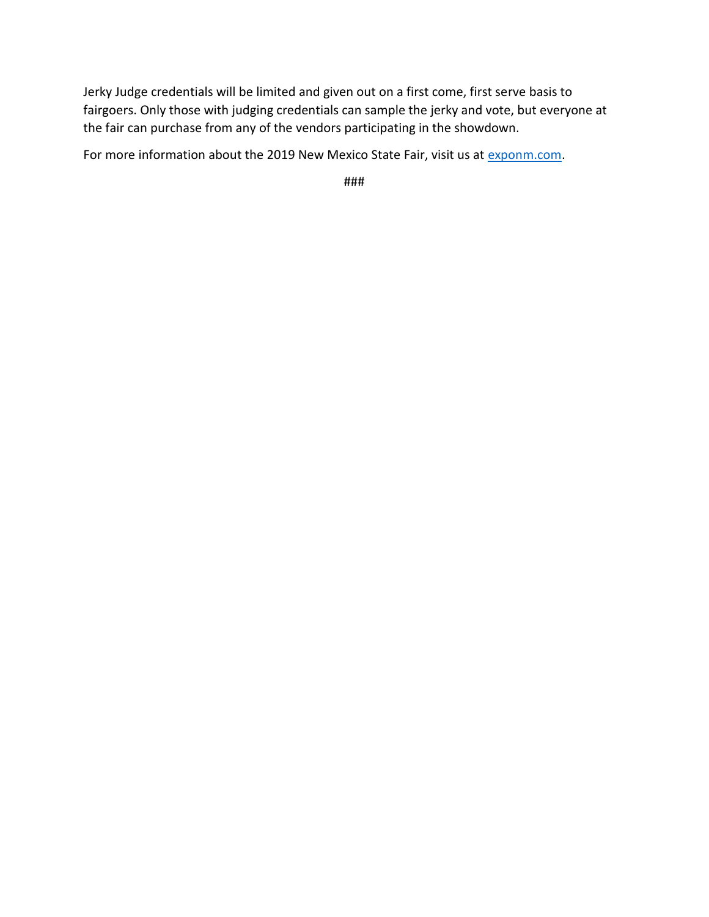Jerky Judge credentials will be limited and given out on a first come, first serve basis to fairgoers. Only those with judging credentials can sample the jerky and vote, but everyone at the fair can purchase from any of the vendors participating in the showdown.

For more information about the 2019 New Mexico State Fair, visit us at [exponm.com](exponm.com).

###